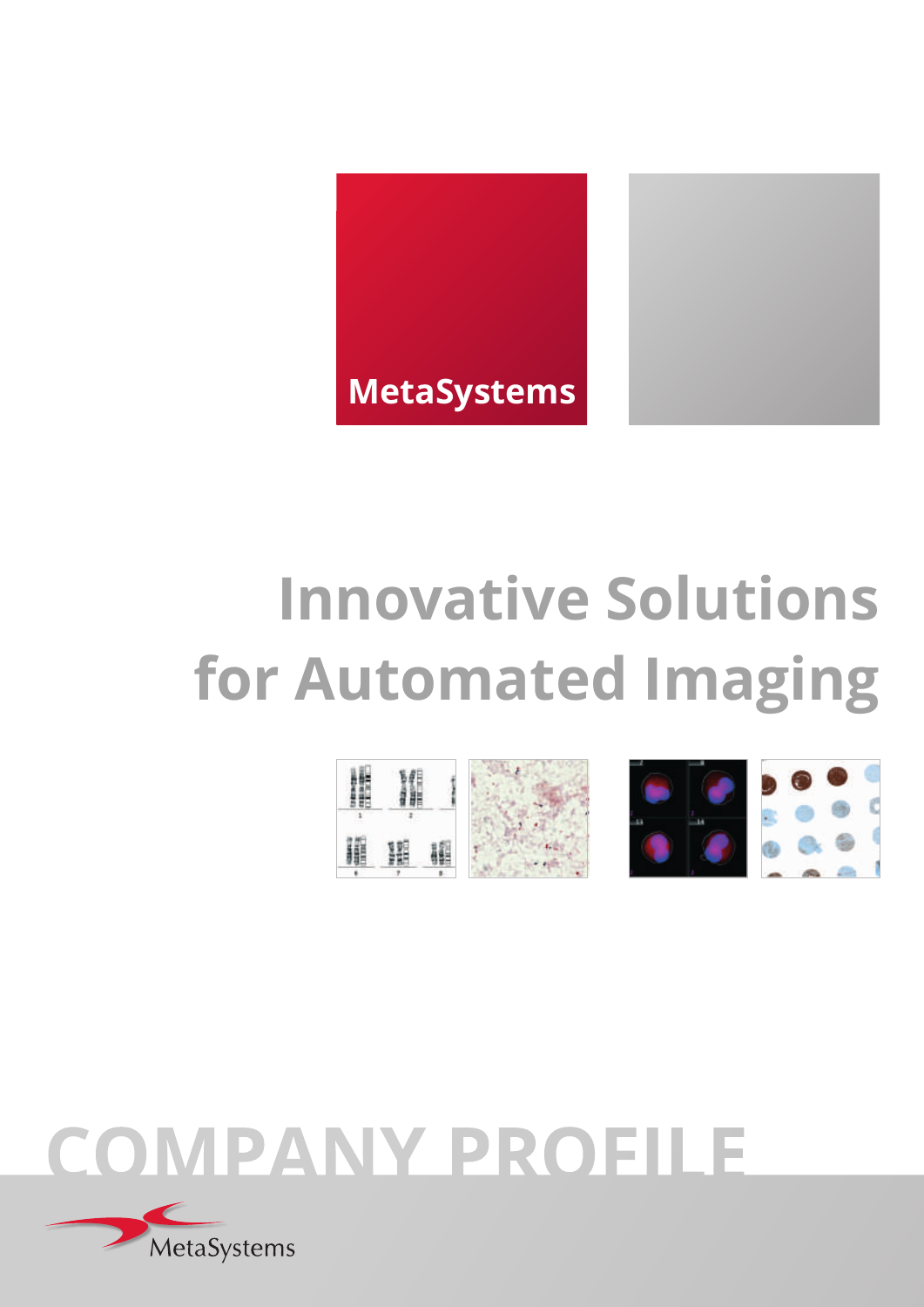MetaSystems

# Innovative Solutions for Automated Imaging

# COMPANY PROFILE

MetaSystems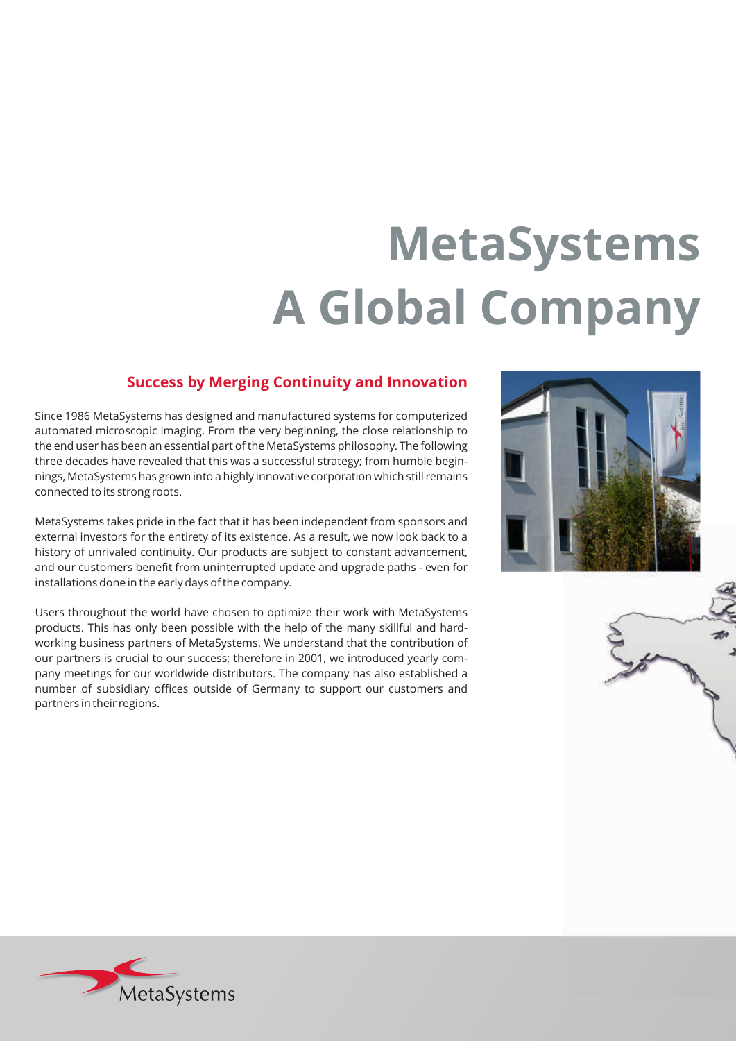# MetaSystems A Global Company

## Success by Merging Continuity and Innovation

Since 1986 MetaSystems has designed and manufactured systems for computerized automated microscopic imaging. From the very beginning, the close relationship to the end user has been an essential part of the MetaSystems philosophy. The following three decades have revealed that this was a successful strategy; from humble beginnings, MetaSystems has grown into a highly innovative corporation which still remains connected to its strong roots.

MetaSystems takes pride in the fact that it has been independent from sponsors and external investors for the entirety of its existence. As a result, we now look back to a history of unrivaled continuity. Our products are subject to constant advancement, and our customers benefit from uninterrupted update and upgrade paths - even for installations done in the early days of the company.

Users throughout the world have chosen to optimize their work with MetaSystems products. This has only been possible with the help of the many skillful and hard-working business partners of MetaSystems. We understand that the contribution of our partners is crucial to our success; therefore in 2001, we introduced yearly company meetings for our worldwide distributors. The company has also established a number of subsidiary offices outside of Germany to support our customers and partners in their regions.

MetaSystems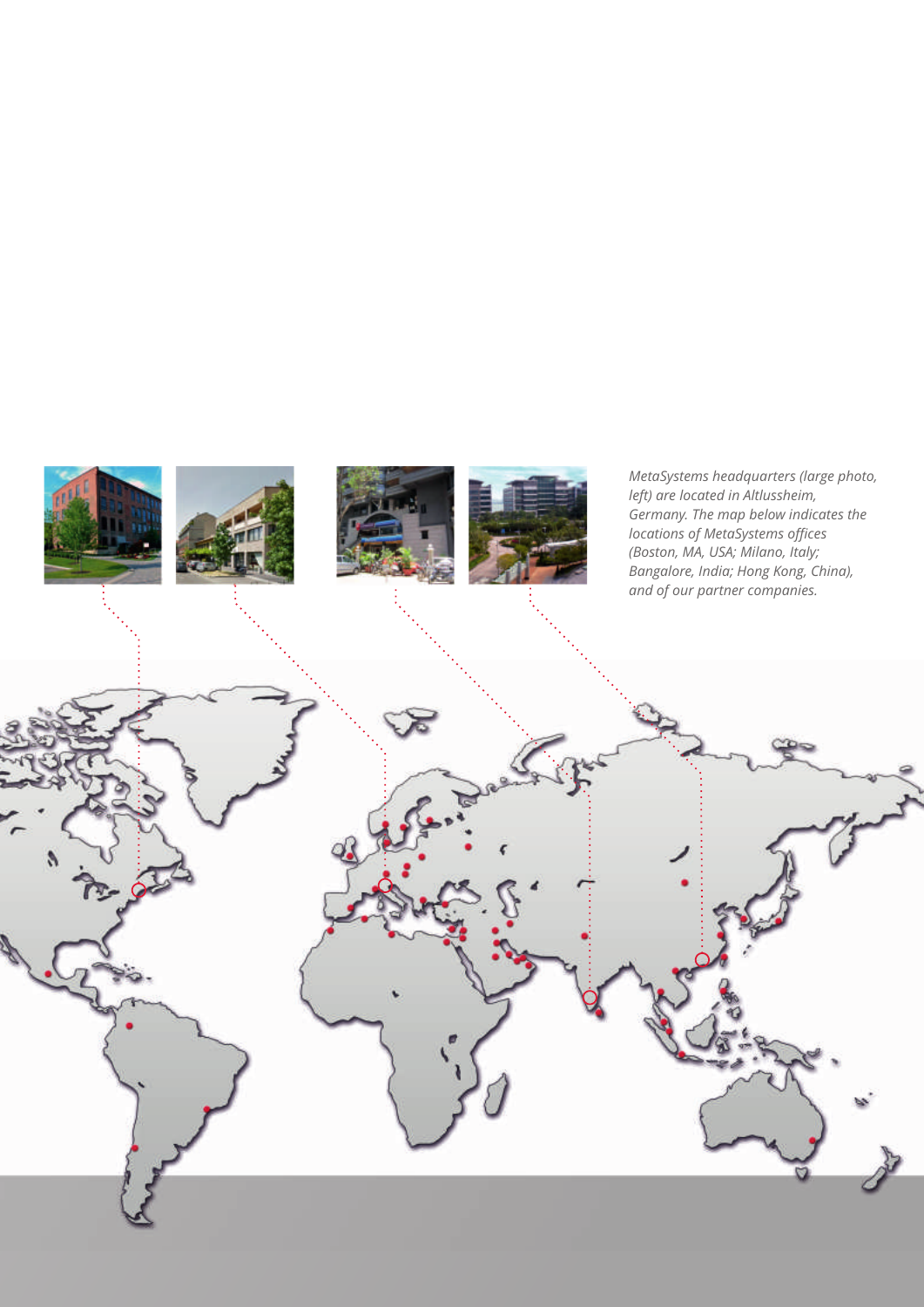*MetaSystems headquarters (large photo, left) are located in Altlussheim, Germany. The map below indicates the locations of MetaSystems offices (Boston, MA, USA; Milano, Italy; Bangalore, India; Hong Kong, China), and of our partner companies.*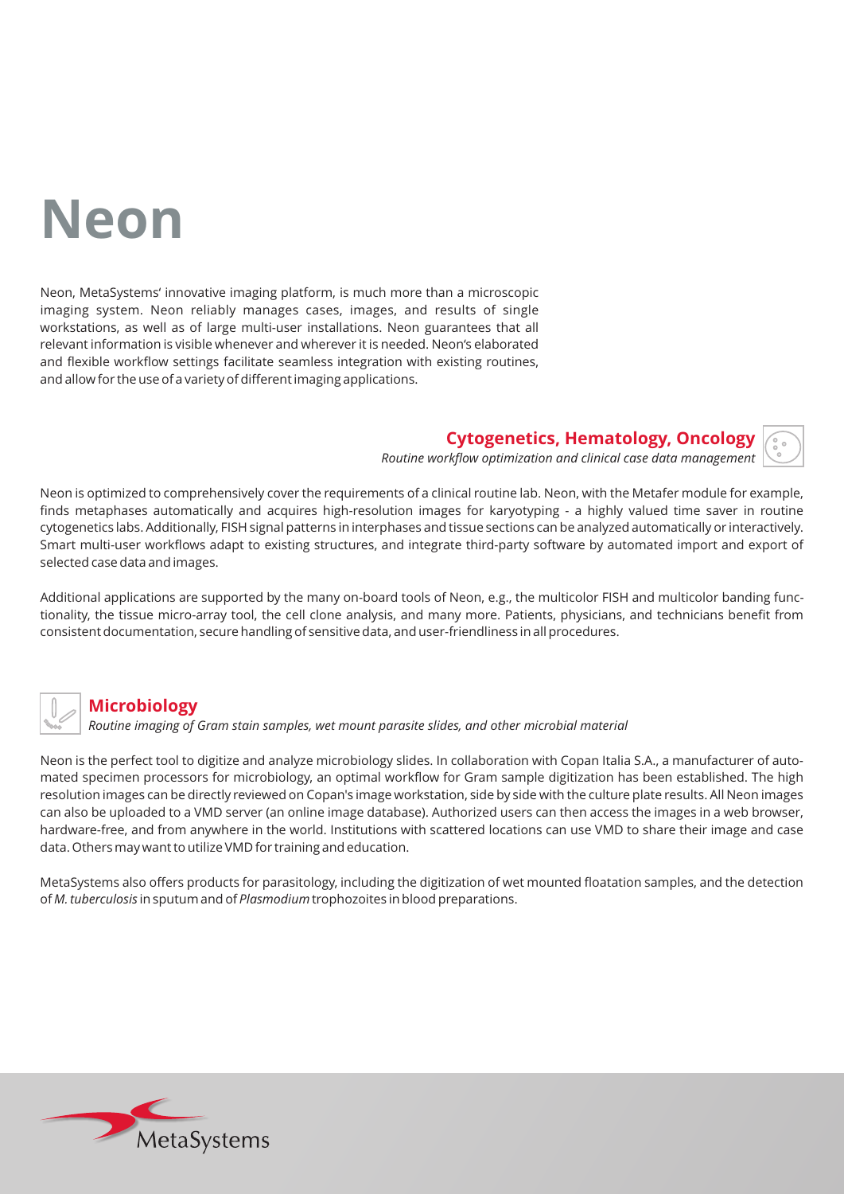# Neon

Neon, MetaSystems' innovative imaging platform, is much more than a microscopic imaging system. Neon reliably manages cases, images, and results of single workstations, as well as of large multi-user installations. Neon guarantees that all relevant information is visible whenever and wherever it is needed. Neon's elaborated and flexible workflow settings facilitate seamless integration with existing routines, and allow for the use of a variety of different imaging applications.

## Cytogenetics, Hematology, Oncology

*Routine workflow optimization and clinical case data management*

Neon is optimized to comprehensively cover the requirements of a clinical routine lab. Neon, with the Metafer module for example, finds metaphases automatically and acquires high-resolution images for karyotyping - a highly valued time saver in routine cytogenetics labs. Additionally, FISH signal patterns in interphases and tissue sections can be analyzed automatically or interactively. Smart multi-user workflows adapt to existing structures, and integrate third-party software by automated import and export of selected case data and images.

Additional applications are supported by the many on-board tools of Neon, e.g., the multicolor FISH and multicolor banding functionality, the tissue micro-array tool, the cell clone analysis, and many more. Patients, physicians, and technicians benefit from consistent documentation, secure handling of sensitive data, and user-friendliness in all procedures.

## Microbiology

*Routine imaging of Gram stain samples, wet mount parasite slides, and other microbial material*

Neon is the perfect tool to digitize and analyze microbiology slides. In collaboration with Copan Italia S.A., a manufacturer of automated specimen processors for microbiology, an optimal workflow for Gram sample digitization has been established. The high resolution images can be directly reviewed on Copan's image workstation, side by side with the culture plate results. All Neon images can also be uploaded to a VMD server (an online image database). Authorized users can then access the images in a web browser, hardware-free, and from anywhere in the world. Institutions with scattered locations can use VMD to share their image and case data. Others may want to utilize VMD for training and education.

MetaSystems also offers products for parasitology, including the digitization of wet mounted floatation samples, and the detection of *M. tuberculosis* in sputum and of *Plasmodium* trophozoites in blood preparations.

MetaSystems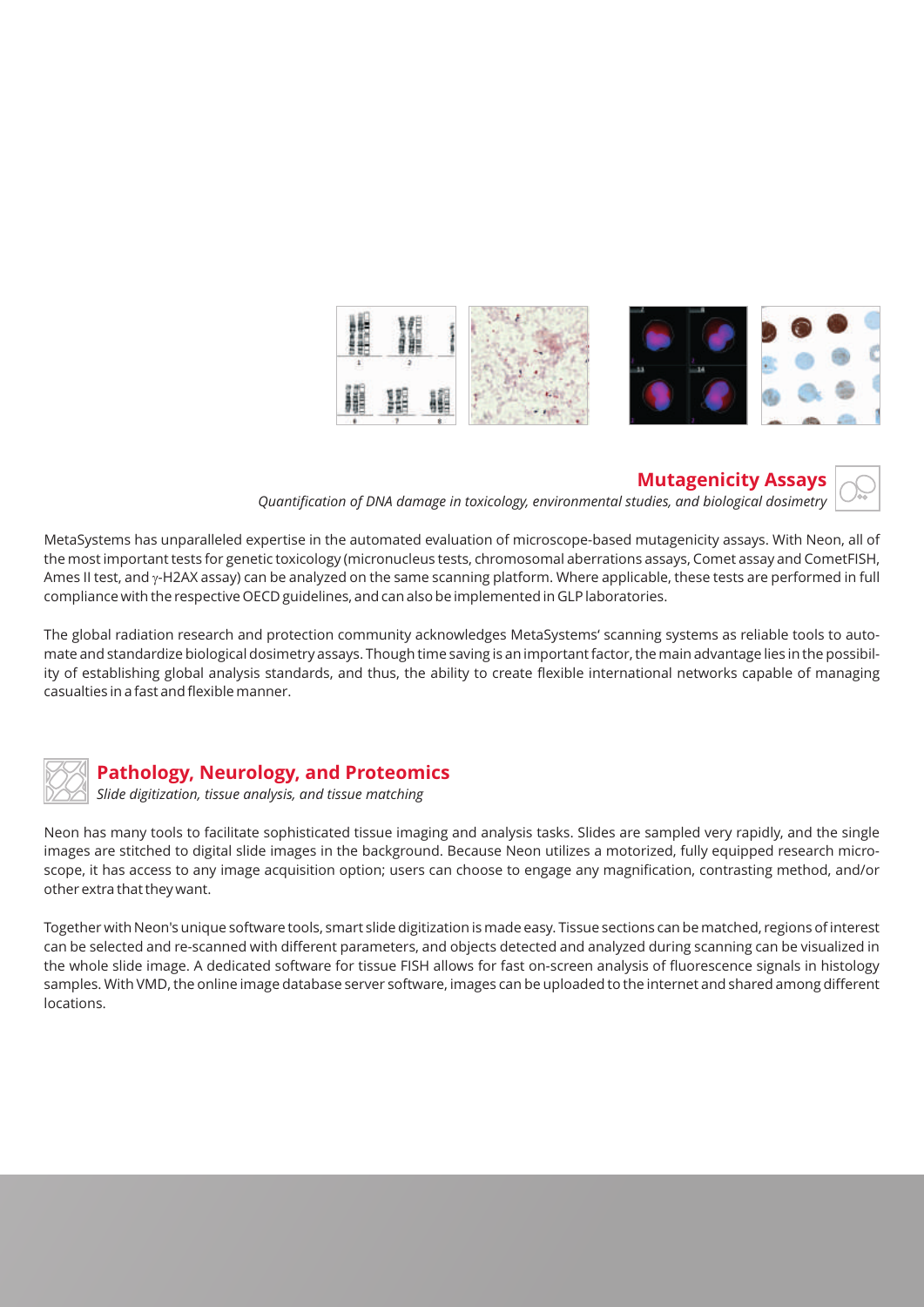## Mutagenicity Assays

*Quantification of DNA damage in toxicology, environmental studies, and biological dosimetry*

MetaSystems has unparalleled expertise in the automated evaluation of microscope-based mutagenicity assays. With Neon, all of the most important tests for genetic toxicology (micronucleus tests, chromosomal aberrations assays, Comet assay and CometFISH, Ames II test, and $\gamma$-H2AX assay) can be analyzed on the same scanning platform. Where applicable, these tests are performed in full compliance with the respective OECD guidelines, and can also be implemented in GLP laboratories.

The global radiation research and protection community acknowledges MetaSystems' scanning systems as reliable tools to automate and standardize biological dosimetry assays. Though time saving is an important factor, the main advantage lies in the possibility of establishing global analysis standards, and thus, the ability to create flexible international networks capable of managing casualties in a fast and flexible manner.

## Pathology, Neurology, and Proteomics

*Slide digitization, tissue analysis, and tissue matching*

Neon has many tools to facilitate sophisticated tissue imaging and analysis tasks. Slides are sampled very rapidly, and the single images are stitched to digital slide images in the background. Because Neon utilizes a motorized, fully equipped research microscope, it has access to any image acquisition option; users can choose to engage any magnification, contrasting method, and/or other extra that they want.

Together with Neon's unique software tools, smart slide digitization is made easy. Tissue sections can be matched, regions of interest can be selected and re-scanned with different parameters, and objects detected and analyzed during scanning can be visualized in the whole slide image. A dedicated software for tissue FISH allows for fast on-screen analysis of fluorescence signals in histology samples. With VMD, the online image database server software, images can be uploaded to the internet and shared among different locations.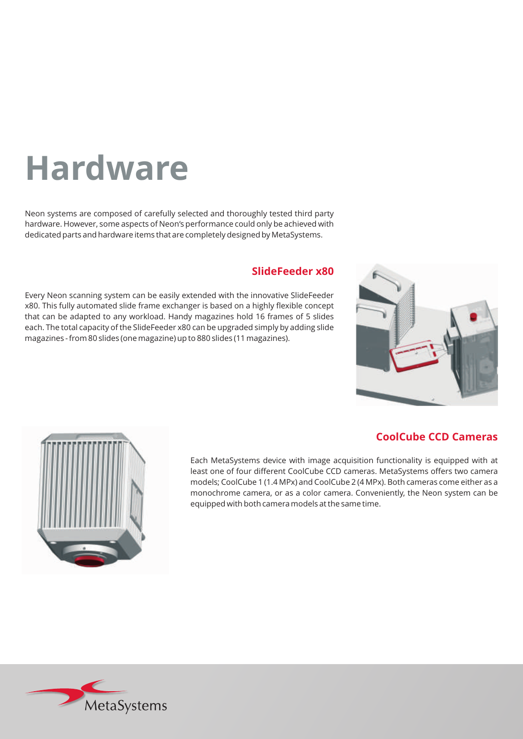# Hardware

Neon systems are composed of carefully selected and thoroughly tested third party hardware. However, some aspects of Neon's performance could only be achieved with dedicated parts and hardware items that are completely designed by MetaSystems.

## SlideFeeder x80

Every Neon scanning system can be easily extended with the innovative SlideFeeder x80. This fully automated slide frame exchanger is based on a highly flexible concept that can be adapted to any workload. Handy magazines hold 16 frames of 5 slides each. The total capacity of the SlideFeeder x80 can be upgraded simply by adding slide magazines - from 80 slides (one magazine) up to 880 slides (11 magazines).

## CoolCube CCD Cameras

Each MetaSystems device with image acquisition functionality is equipped with at least one of four different CoolCube CCD cameras. MetaSystems offers two camera models; CoolCube 1 (1.4 MPx) and CoolCube 2 (4 MPx). Both cameras come either as a monochrome camera, or as a color camera. Conveniently, the Neon system can be equipped with both camera models at the same time.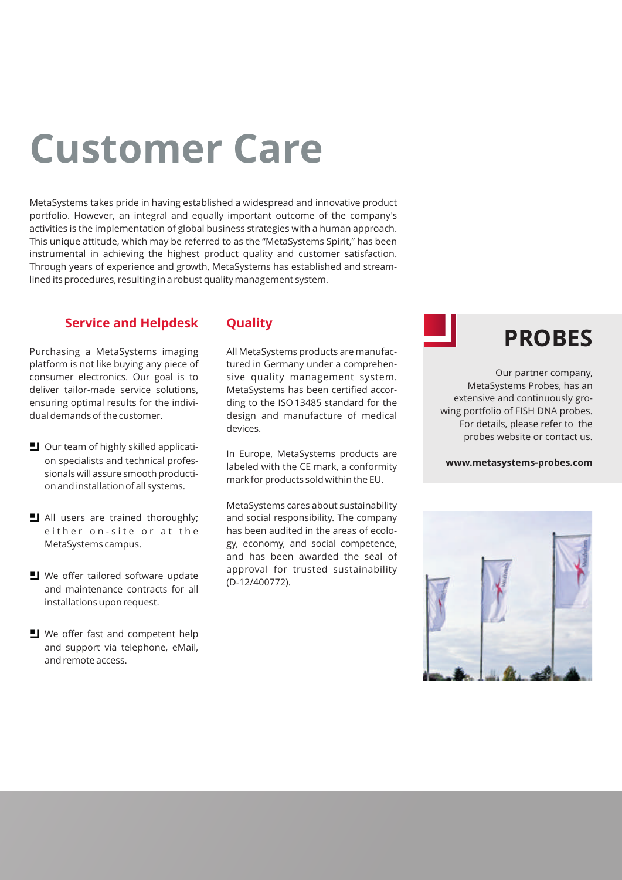# Customer Care

MetaSystems takes pride in having established a widespread and innovative product portfolio. However, an integral and equally important outcome of the company's activities is the implementation of global business strategies with a human approach. This unique attitude, which may be referred to as the "MetaSystems Spirit," has been instrumental in achieving the highest product quality and customer satisfaction. Through years of experience and growth, MetaSystems has established and streamlined its procedures, resulting in a robust quality management system.

## Service and Helpdesk

Purchasing a MetaSystems imaging platform is not like buying any piece of consumer electronics. Our goal is to deliver tailor-made service solutions, ensuring optimal results for the individual demands of the customer.

- Our team of highly skilled application specialists and technical professionals will assure smooth production and installation of all systems.
- All users are trained thoroughly; either on-site or at the MetaSystems campus.
- We offer tailored software update and maintenance contracts for all installations upon request.
- We offer fast and competent help and support via telephone, eMail, and remote access.

## Quality

All MetaSystems products are manufactured in Germany under a comprehensive quality management system. MetaSystems has been certified according to the ISO 13485 standard for the design and manufacture of medical devices.

In Europe, MetaSystems products are labeled with the CE mark, a conformity mark for products sold within the EU.

MetaSystems cares about sustainability and social responsibility. The company has been audited in the areas of ecology, economy, and social competence, and has been awarded the seal of approval for trusted sustainability (D-12/400772).

## PROBES

Our partner company, MetaSystems Probes, has an extensive and continuously growing portfolio of FISH DNA probes. For details, please refer to the probes website or contact us.

**www.metasystems-probes.com**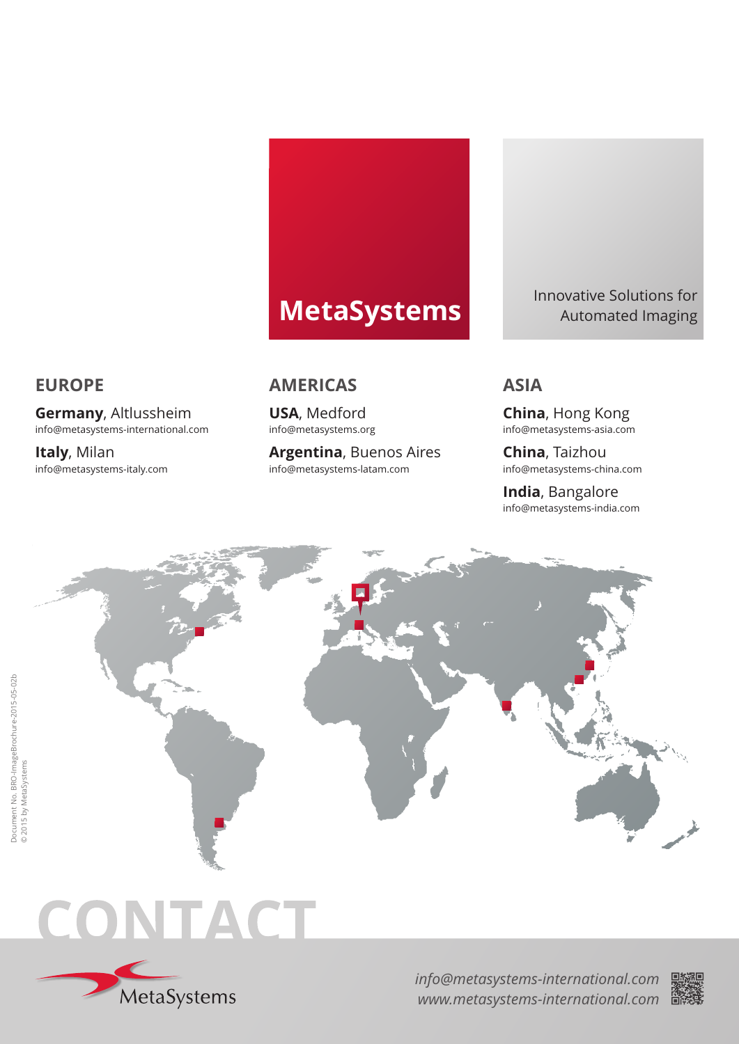**MetaSystems**

Innovative Solutions for Automated Imaging

## EUROPE

**Germany**, Altlussheim
info@metasystems-international.com

**Italy**, Milan
info@metasystems-italy.com

## AMERICAS

**USA**, Medford
info@metasystems.org

**Argentina**, Buenos Aires
info@metasystems-latam.com

## ASIA

**China**, Hong Kong
info@metasystems-asia.com

**China**, Taizhou
info@metasystems-china.com

**India**, Bangalore
info@metasystems-india.com

Document No. BRO-ImageBrochure-2015-05-02b
© 2015 by MetaSystems

# CONTACT

MetaSystems

*info@metasystems-international.com*
*www.metasystems-international.com*